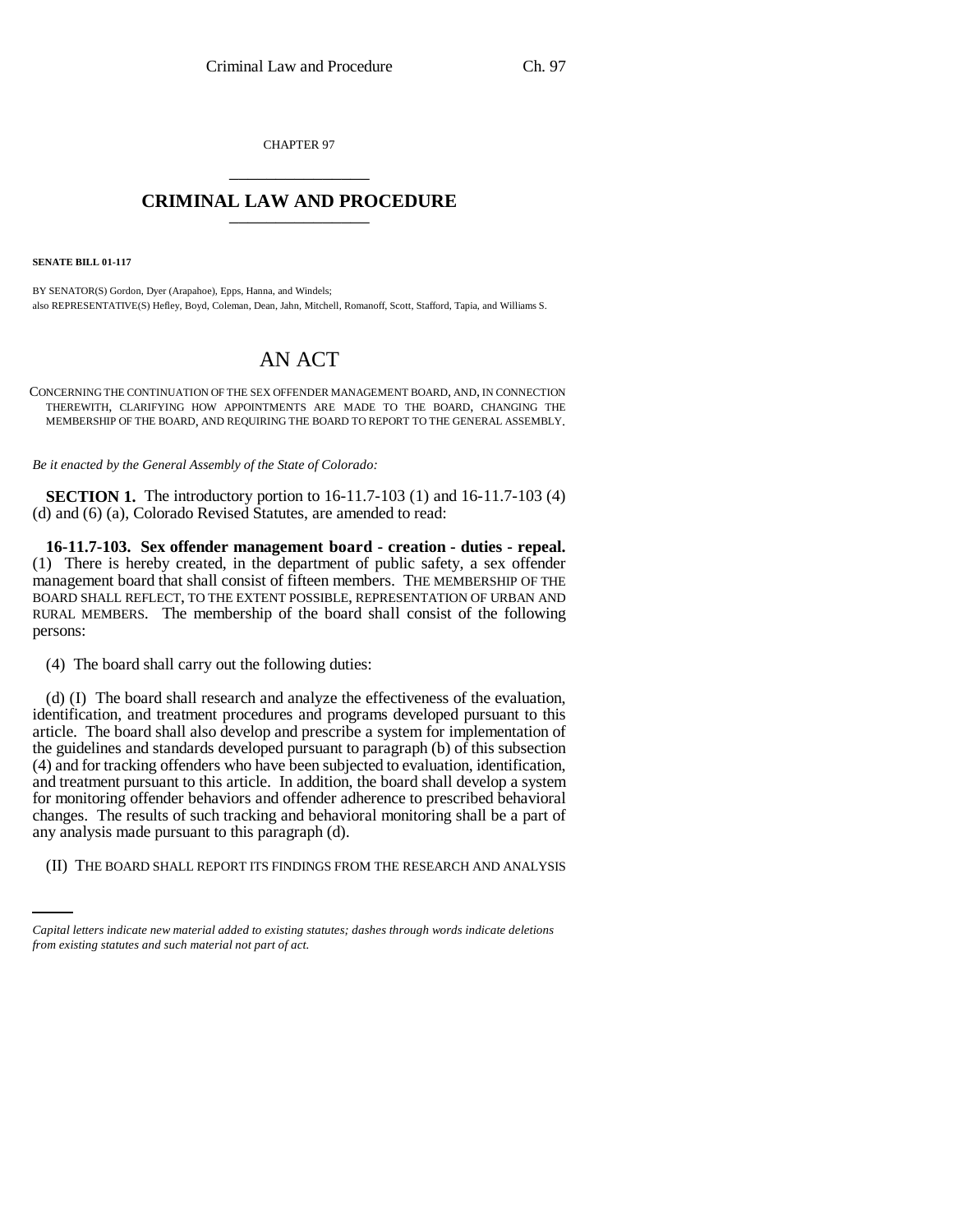CHAPTER 97

# CRIMINAL LAW AND PROCEDURE

**SENATE BILL 01-117**

BY SENATOR(S) Gordon, Dyer (Arapahoe), Epps, Hanna, and Windels;
also REPRESENTATIVE(S) Hefley, Boyd, Coleman, Dean, Jahn, Mitchell, Romanoff, Scott, Stafford, Tapia, and Williams S.

# AN ACT

CONCERNING THE CONTINUATION OF THE SEX OFFENDER MANAGEMENT BOARD, AND, IN CONNECTION THEREWITH, CLARIFYING HOW APPOINTMENTS ARE MADE TO THE BOARD, CHANGING THE MEMBERSHIP OF THE BOARD, AND REQUIRING THE BOARD TO REPORT TO THE GENERAL ASSEMBLY.

*Be it enacted by the General Assembly of the State of Colorado:*

**SECTION 1.** The introductory portion to 16-11.7-103 (1) and 16-11.7-103 (4) (d) and (6) (a), Colorado Revised Statutes, are amended to read:

**16-11.7-103. Sex offender management board - creation - duties - repeal.** (1) There is hereby created, in the department of public safety, a sex offender management board that shall consist of fifteen members. THE MEMBERSHIP OF THE BOARD SHALL REFLECT, TO THE EXTENT POSSIBLE, REPRESENTATION OF URBAN AND RURAL MEMBERS. The membership of the board shall consist of the following persons:

(4) The board shall carry out the following duties:

(d) (I) The board shall research and analyze the effectiveness of the evaluation, identification, and treatment procedures and programs developed pursuant to this article. The board shall also develop and prescribe a system for implementation of the guidelines and standards developed pursuant to paragraph (b) of this subsection (4) and for tracking offenders who have been subjected to evaluation, identification, and treatment pursuant to this article. In addition, the board shall develop a system for monitoring offender behaviors and offender adherence to prescribed behavioral changes. The results of such tracking and behavioral monitoring shall be a part of any analysis made pursuant to this paragraph (d).

(II) THE BOARD SHALL REPORT ITS FINDINGS FROM THE RESEARCH AND ANALYSIS

*Capital letters indicate new material added to existing statutes; dashes through words indicate deletions from existing statutes and such material not part of act.*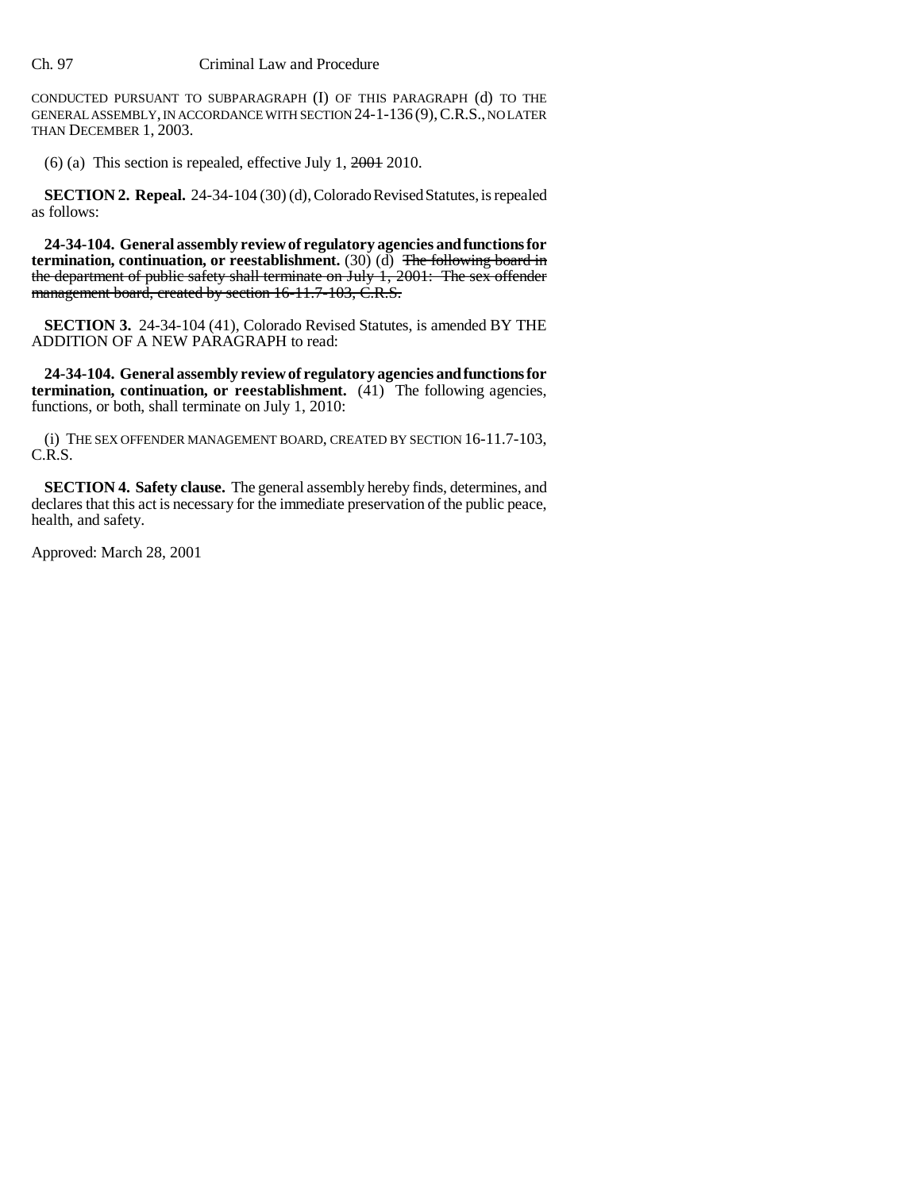CONDUCTED PURSUANT TO SUBPARAGRAPH (I) OF THIS PARAGRAPH (d) TO THE GENERAL ASSEMBLY, IN ACCORDANCE WITH SECTION 24-1-136 (9), C.R.S., NO LATER THAN DECEMBER 1, 2003.

(6) (a) This section is repealed, effective July 1, ~~2001~~ 2010.

**SECTION 2. Repeal.** 24-34-104 (30) (d), Colorado Revised Statutes, is repealed as follows:

**24-34-104. General assembly review of regulatory agencies and functions for termination, continuation, or reestablishment.** (30) (d) ~~The following board in the department of public safety shall terminate on July 1, 2001: The sex offender management board, created by section 16-11.7-103, C.R.S.~~

**SECTION 3.** 24-34-104 (41), Colorado Revised Statutes, is amended BY THE ADDITION OF A NEW PARAGRAPH to read:

**24-34-104. General assembly review of regulatory agencies and functions for termination, continuation, or reestablishment.** (41) The following agencies, functions, or both, shall terminate on July 1, 2010:

(i) THE SEX OFFENDER MANAGEMENT BOARD, CREATED BY SECTION 16-11.7-103, C.R.S.

**SECTION 4. Safety clause.** The general assembly hereby finds, determines, and declares that this act is necessary for the immediate preservation of the public peace, health, and safety.

Approved: March 28, 2001